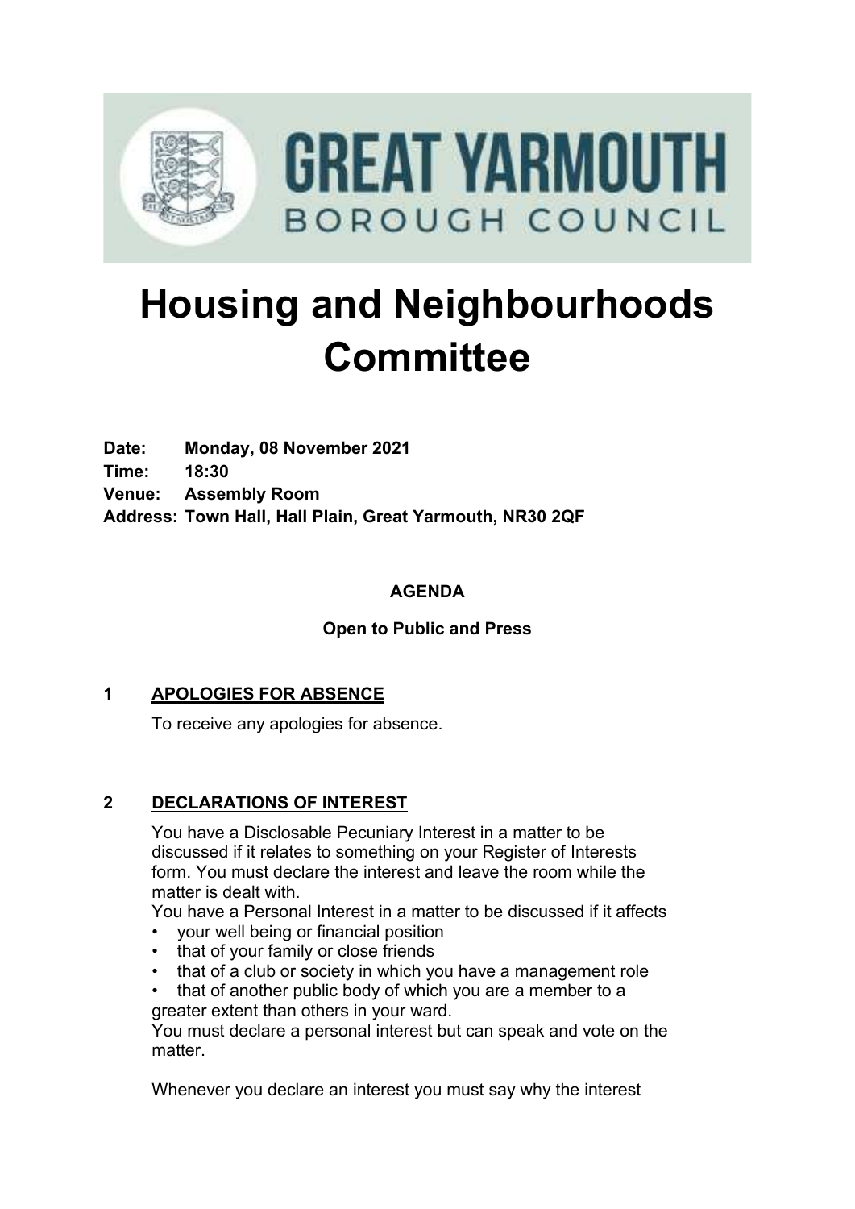GREAT YARMOUTH BOROUGH COUNCIL

# Housing and Neighbourhoods Committee

**Date:** Monday, 08 November 2021
**Time:** 18:30
**Venue:** Assembly Room
**Address:** Town Hall, Hall Plain, Great Yarmouth, NR30 2QF

**AGENDA**

**Open to Public and Press**

## 1 APOLOGIES FOR ABSENCE

To receive any apologies for absence.

## 2 DECLARATIONS OF INTEREST

You have a Disclosable Pecuniary Interest in a matter to be discussed if it relates to something on your Register of Interests form. You must declare the interest and leave the room while the matter is dealt with.

You have a Personal Interest in a matter to be discussed if it affects

- your well being or financial position
- that of your family or close friends
- that of a club or society in which you have a management role
- that of another public body of which you are a member to a greater extent than others in your ward.

You must declare a personal interest but can speak and vote on the matter.

Whenever you declare an interest you must say why the interest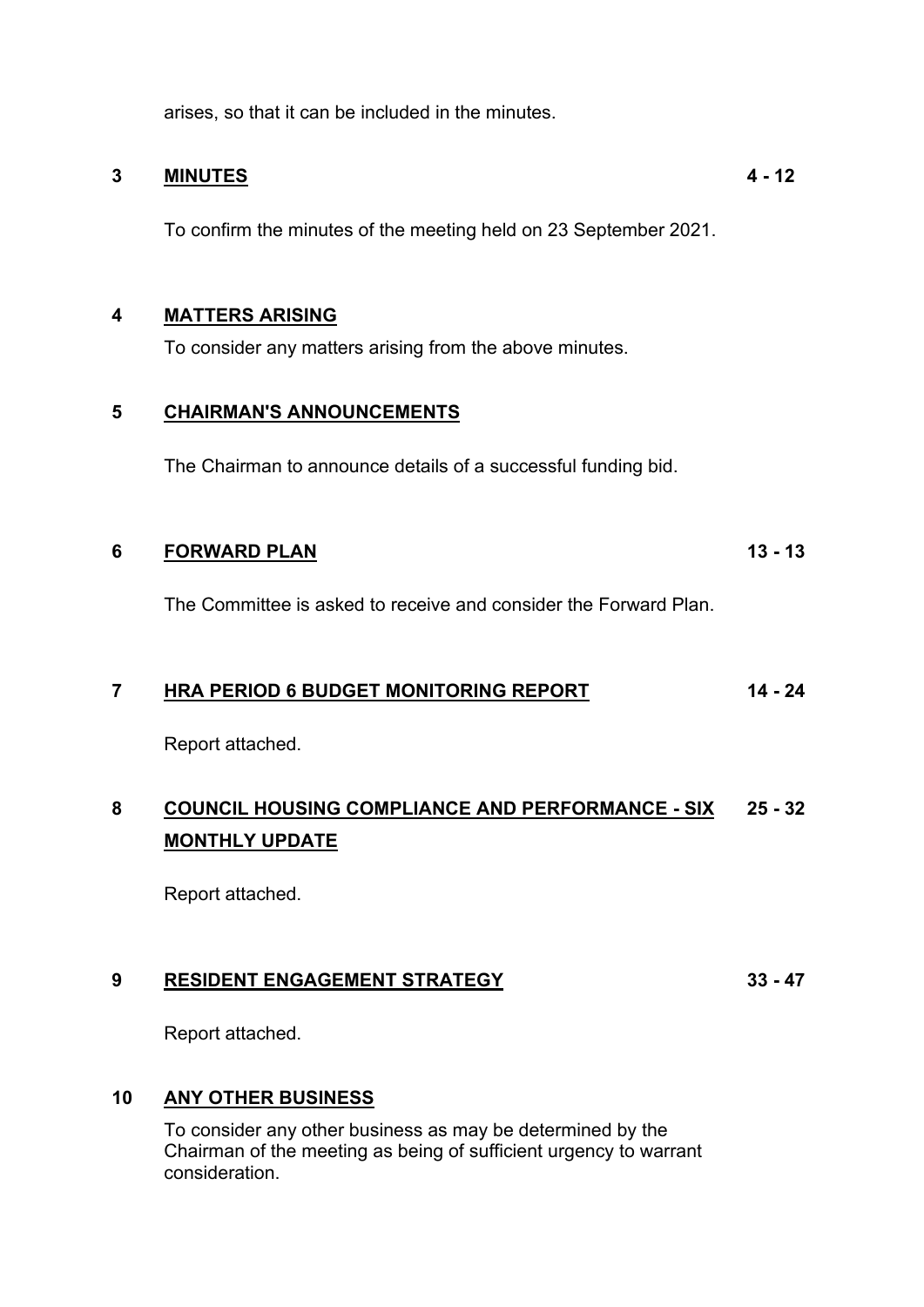arises, so that it can be included in the minutes.

**3 MINUTES** **4 - 12**

To confirm the minutes of the meeting held on 23 September 2021.

**4 MATTERS ARISING**

To consider any matters arising from the above minutes.

**5 CHAIRMAN'S ANNOUNCEMENTS**

The Chairman to announce details of a successful funding bid.

**6 FORWARD PLAN** **13 - 13**

The Committee is asked to receive and consider the Forward Plan.

**7 HRA PERIOD 6 BUDGET MONITORING REPORT** **14 - 24**

Report attached.

**8 COUNCIL HOUSING COMPLIANCE AND PERFORMANCE - SIX MONTHLY UPDATE** **25 - 32**

Report attached.

**9 RESIDENT ENGAGEMENT STRATEGY** **33 - 47**

Report attached.

**10 ANY OTHER BUSINESS**

To consider any other business as may be determined by the Chairman of the meeting as being of sufficient urgency to warrant consideration.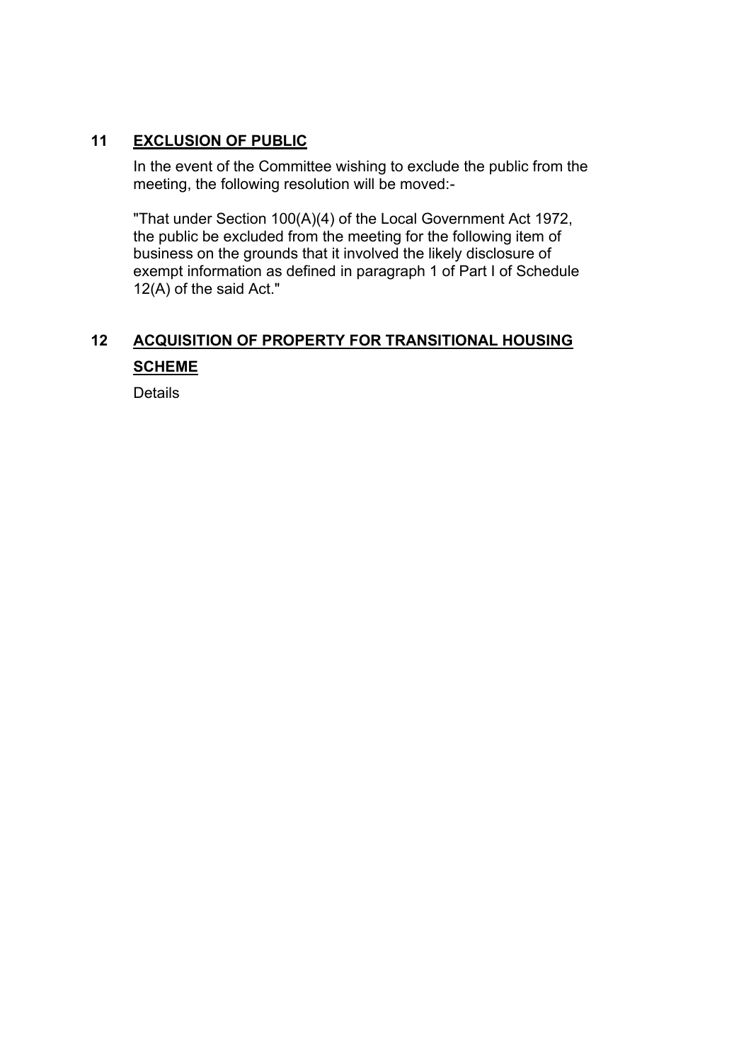## 11 EXCLUSION OF PUBLIC

In the event of the Committee wishing to exclude the public from the meeting, the following resolution will be moved:-

"That under Section 100(A)(4) of the Local Government Act 1972, the public be excluded from the meeting for the following item of business on the grounds that it involved the likely disclosure of exempt information as defined in paragraph 1 of Part I of Schedule 12(A) of the said Act."

## 12 ACQUISITION OF PROPERTY FOR TRANSITIONAL HOUSING SCHEME

Details